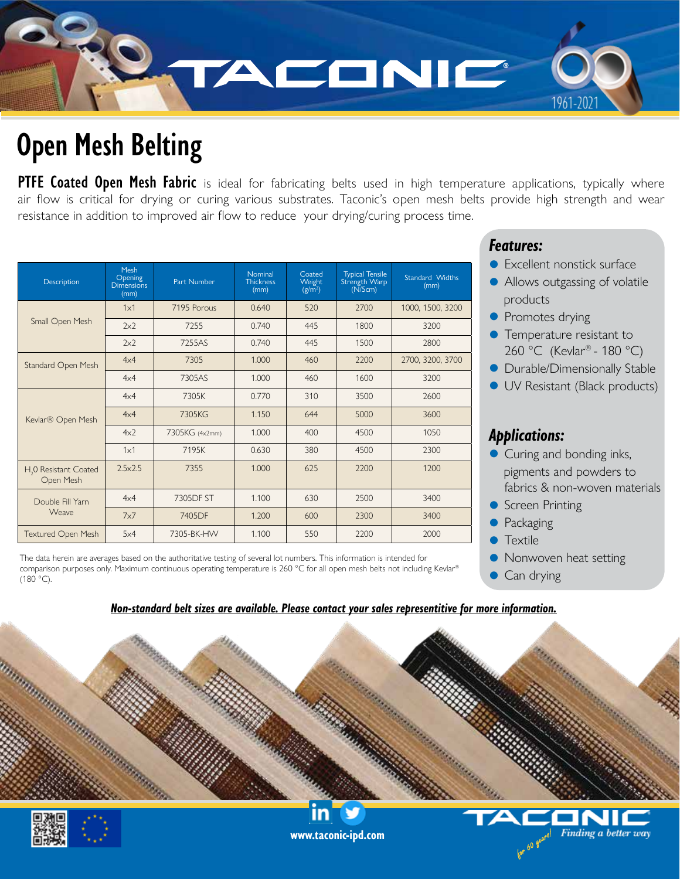# Open Mesh Belting

**PTFE Coated Open Mesh Fabric** is ideal for fabricating belts used in high temperature applications, typically where air flow is critical for drying or curing various substrates. Taconic's open mesh belts provide high strength and wear resistance in addition to improved air flow to reduce your drying/curing process time.

| Description | Mesh Opening Dimensions (mm) | Part Number | Nominal Thickness (mm) | Coated Weight (g/m²) | Typical Tensile Strength Warp (N/5cm) | Standard Widths (mm) |
|---|---|---|---|---|---|---|
| Small Open Mesh | 1x1 | 7195 Porous | 0.640 | 520 | 2700 | 1000, 1500, 3200 |
| | 2x2 | 7255 | 0.740 | 445 | 1800 | 3200 |
| | 2x2 | 7255AS | 0.740 | 445 | 1500 | 2800 |
| Standard Open Mesh | 4x4 | 7305 | 1.000 | 460 | 2200 | 2700, 3200, 3700 |
| | 4x4 | 7305AS | 1.000 | 460 | 1600 | 3200 |
| Kevlar® Open Mesh | 4x4 | 7305K | 0.770 | 310 | 3500 | 2600 |
| | 4x4 | 7305KG | 1.150 | 644 | 5000 | 3600 |
| | 4x2 | 7305KG (4x2mm) | 1.000 | 400 | 4500 | 1050 |
| | 1x1 | 7195K | 0.630 | 380 | 4500 | 2300 |
| $H_2O$ Resistant Coated Open Mesh | 2.5x2.5 | 7355 | 1.000 | 625 | 2200 | 1200 |
| Double Fill Yarn Weave | 4x4 | 7305DF ST | 1.100 | 630 | 2500 | 3400 |
| | 7x7 | 7405DF | 1.200 | 600 | 2300 | 3400 |
| Textured Open Mesh | 5x4 | 7305-BK-HW | 1.100 | 550 | 2200 | 2000 |

The data herein are averages based on the authoritative testing of several lot numbers. This information is intended for comparison purposes only. Maximum continuous operating temperature is 260 °C for all open mesh belts not including Kevlar® (180 °C).

## Features:

- Excellent nonstick surface
- Allows outgassing of volatile products
- Promotes drying
- Temperature resistant to 260 °C (Kevlar® - 180 °C)
- Durable/Dimensionally Stable
- UV Resistant (Black products)

## Applications:

- Curing and bonding inks, pigments and powders to fabrics & non-woven materials
- Screen Printing
- Packaging
- Textile
- Nonwoven heat setting
- Can drying

***Non-standard belt sizes are available. Please contact your sales representitive for more information.***

www.taconic-ipd.com

TACONIC *Finding a better way*

*for 60 years!*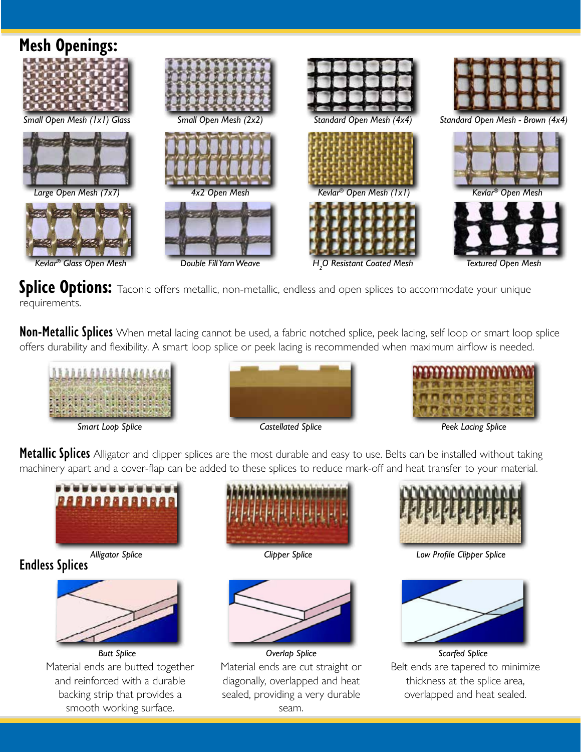## Mesh Openings:

*Small Open Mesh (1x1) Glass*

*Small Open Mesh (2x2)*

*Standard Open Mesh (4x4)*

*Standard Open Mesh - Brown (4x4)*

*Large Open Mesh (7x7)*

*4x2 Open Mesh*

*Kevlar® Open Mesh (1x1)*

*Kevlar® Open Mesh*

*Kevlar® Glass Open Mesh*

*Double Fill Yarn Weave*

*$H_2O$ Resistant Coated Mesh*

*Textured Open Mesh*

## Splice Options:

Taconic offers metallic, non-metallic, endless and open splices to accommodate your unique requirements.

### Non-Metallic Splices

When metal lacing cannot be used, a fabric notched splice, peek lacing, self loop or smart loop splice offers durability and flexibility. A smart loop splice or peek lacing is recommended when maximum airflow is needed.

*Smart Loop Splice*

*Castellated Splice*

*Peek Lacing Splice*

### Metallic Splices

Alligator and clipper splices are the most durable and easy to use. Belts can be installed without taking machinery apart and a cover-flap can be added to these splices to reduce mark-off and heat transfer to your material.

*Alligator Splice*

*Clipper Splice*

*Low Profile Clipper Splice*

### Endless Splices

*Butt Splice*

Material ends are butted together and reinforced with a durable backing strip that provides a smooth working surface.

*Overlap Splice*

Material ends are cut straight or diagonally, overlapped and heat sealed, providing a very durable seam.

*Scarfed Splice*

Belt ends are tapered to minimize thickness at the splice area, overlapped and heat sealed.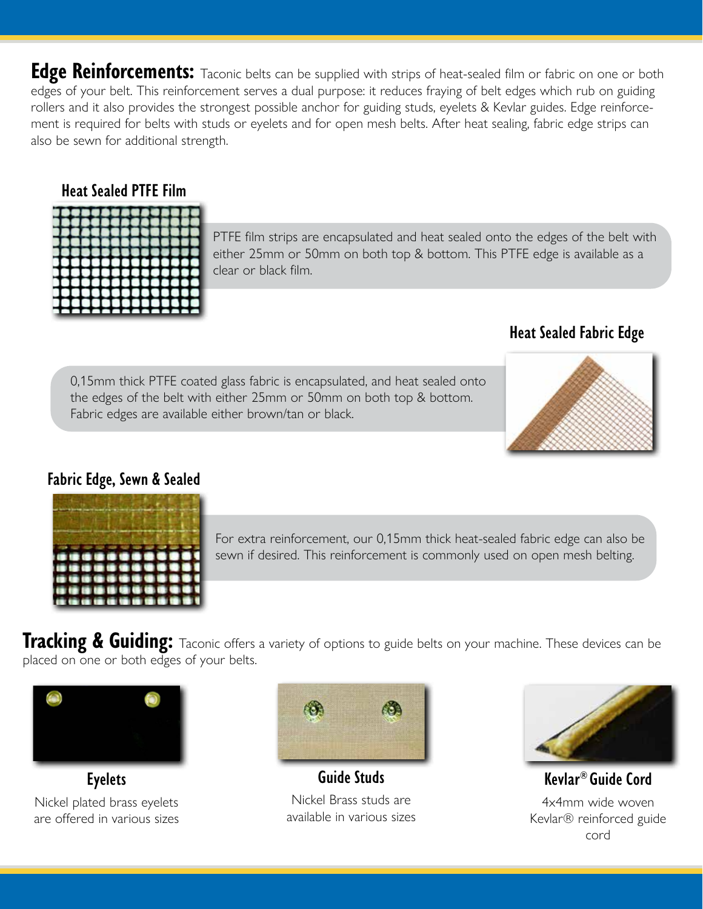**Edge Reinforcements:** Taconic belts can be supplied with strips of heat-sealed film or fabric on one or both edges of your belt. This reinforcement serves a dual purpose: it reduces fraying of belt edges which rub on guiding rollers and it also provides the strongest possible anchor for guiding studs, eyelets & Kevlar guides. Edge reinforcement is required for belts with studs or eyelets and for open mesh belts. After heat sealing, fabric edge strips can also be sewn for additional strength.

### Heat Sealed PTFE Film

PTFE film strips are encapsulated and heat sealed onto the edges of the belt with either 25mm or 50mm on both top & bottom. This PTFE edge is available as a clear or black film.

### Heat Sealed Fabric Edge

0,15mm thick PTFE coated glass fabric is encapsulated, and heat sealed onto the edges of the belt with either 25mm or 50mm on both top & bottom. Fabric edges are available either brown/tan or black.

### Fabric Edge, Sewn & Sealed

For extra reinforcement, our 0,15mm thick heat-sealed fabric edge can also be sewn if desired. This reinforcement is commonly used on open mesh belting.

**Tracking & Guiding:** Taconic offers a variety of options to guide belts on your machine. These devices can be placed on one or both edges of your belts.

### Eyelets

Nickel plated brass eyelets are offered in various sizes

### Guide Studs

Nickel Brass studs are available in various sizes

### Kevlar® Guide Cord

4x4mm wide woven Kevlar® reinforced guide cord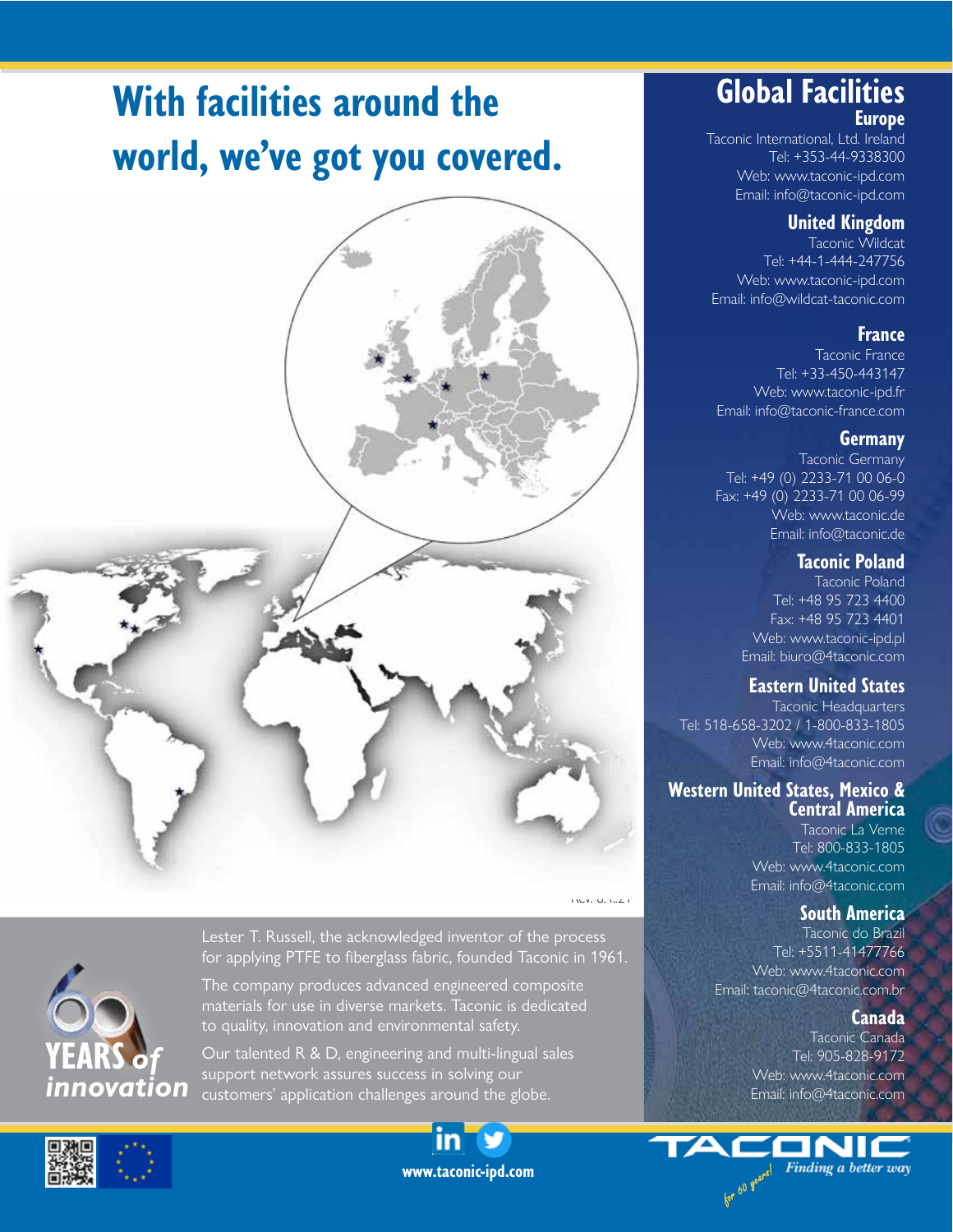# With facilities around the world, we've got you covered.

## Global Facilities

### Europe

Taconic International, Ltd. Ireland
Tel: +353-44-9338300
Web: www.taconic-ipd.com
Email: info@taconic-ipd.com

### United Kingdom

Taconic Wildcat
Tel: +44-1-444-247756
Web: www.taconic-ipd.com
Email: info@wildcat-taconic.com

### France

Taconic France
Tel: +33-450-443147
Web: www.taconic-ipd.fr
Email: info@taconic-france.com

### Germany

Taconic Germany
Tel: +49 (0) 2233-71 00 06-0
Fax: +49 (0) 2233-71 00 06-99
Web: www.taconic.de
Email: info@taconic.de

### Taconic Poland

Taconic Poland
Tel: +48 95 723 4400
Fax: +48 95 723 4401
Web: www.taconic-ipd.pl
Email: biuro@4taconic.com

### Eastern United States

Taconic Headquarters
Tel: 518-658-3202 / 1-800-833-1805
Web: www.4taconic.com
Email: info@4taconic.com

### Western United States, Mexico & Central America

Taconic La Verne
Tel: 800-833-1805
Web: www.4taconic.com
Email: info@4taconic.com

### South America

Taconic do Brazil
Tel: +5511-41477766
Web: www.4taconic.com
Email: taconic@4taconic.com.br

### Canada

Taconic Canada
Tel: 905-828-9172
Web: www.4taconic.com
Email: info@4taconic.com

**60 YEARS of *innovation***

Lester T. Russell, the acknowledged inventor of the process for applying PTFE to fiberglass fabric, founded Taconic in 1961.

The company produces advanced engineered composite materials for use in diverse markets. Taconic is dedicated to quality, innovation and environmental safety.

Our talented R & D, engineering and multi-lingual sales support network assures success in solving our customers' application challenges around the globe.

**www.taconic-ipd.com**

TACONIC *Finding a better way* *for 60 years!*